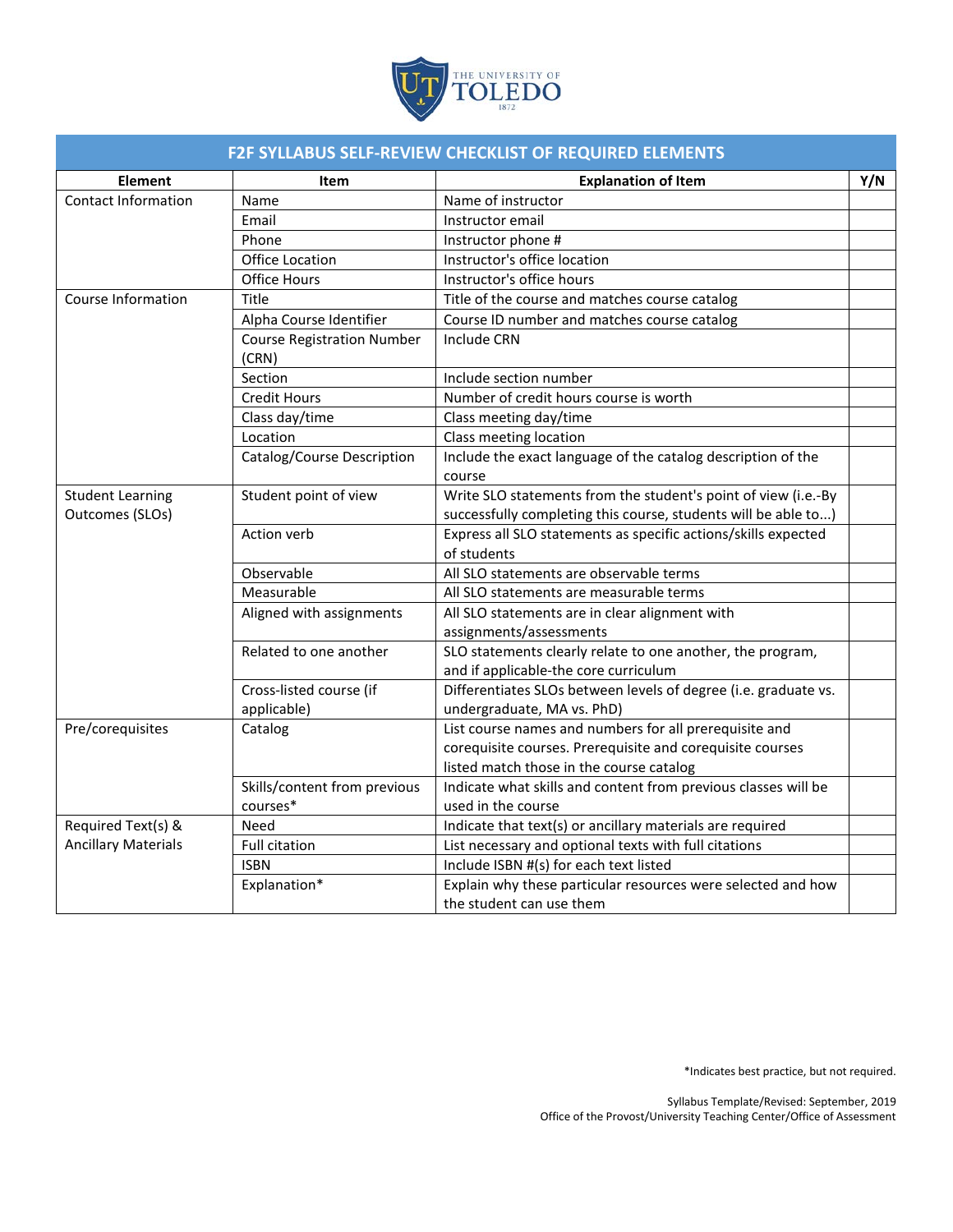THE UNIVERSITY OF TOLEDO 1872

# F2F SYLLABUS SELF-REVIEW CHECKLIST OF REQUIRED ELEMENTS

| Element | Item | Explanation of Item | Y/N |
|---|---|---|---|
| Contact Information | Name | Name of instructor | |
| | Email | Instructor email | |
| | Phone | Instructor phone # | |
| | Office Location | Instructor's office location | |
| | Office Hours | Instructor's office hours | |
| Course Information | Title | Title of the course and matches course catalog | |
| | Alpha Course Identifier | Course ID number and matches course catalog | |
| | Course Registration Number (CRN) | Include CRN | |
| | Section | Include section number | |
| | Credit Hours | Number of credit hours course is worth | |
| | Class day/time | Class meeting day/time | |
| | Location | Class meeting location | |
| | Catalog/Course Description | Include the exact language of the catalog description of the course | |
| Student Learning Outcomes (SLOs) | Student point of view | Write SLO statements from the student's point of view (i.e.-By successfully completing this course, students will be able to...) | |
| | Action verb | Express all SLO statements as specific actions/skills expected of students | |
| | Observable | All SLO statements are observable terms | |
| | Measurable | All SLO statements are measurable terms | |
| | Aligned with assignments | All SLO statements are in clear alignment with assignments/assessments | |
| | Related to one another | SLO statements clearly relate to one another, the program, and if applicable-the core curriculum | |
| | Cross-listed course (if applicable) | Differentiates SLOs between levels of degree (i.e. graduate vs. undergraduate, MA vs. PhD) | |
| Pre/corequisites | Catalog | List course names and numbers for all prerequisite and corequisite courses. Prerequisite and corequisite courses listed match those in the course catalog | |
| | Skills/content from previous courses* | Indicate what skills and content from previous classes will be used in the course | |
| Required Text(s) & Ancillary Materials | Need | Indicate that text(s) or ancillary materials are required | |
| | Full citation | List necessary and optional texts with full citations | |
| | ISBN | Include ISBN #(s) for each text listed | |
| | Explanation* | Explain why these particular resources were selected and how the student can use them | |

*Indicates best practice, but not required.

Syllabus Template/Revised: September, 2019
Office of the Provost/University Teaching Center/Office of Assessment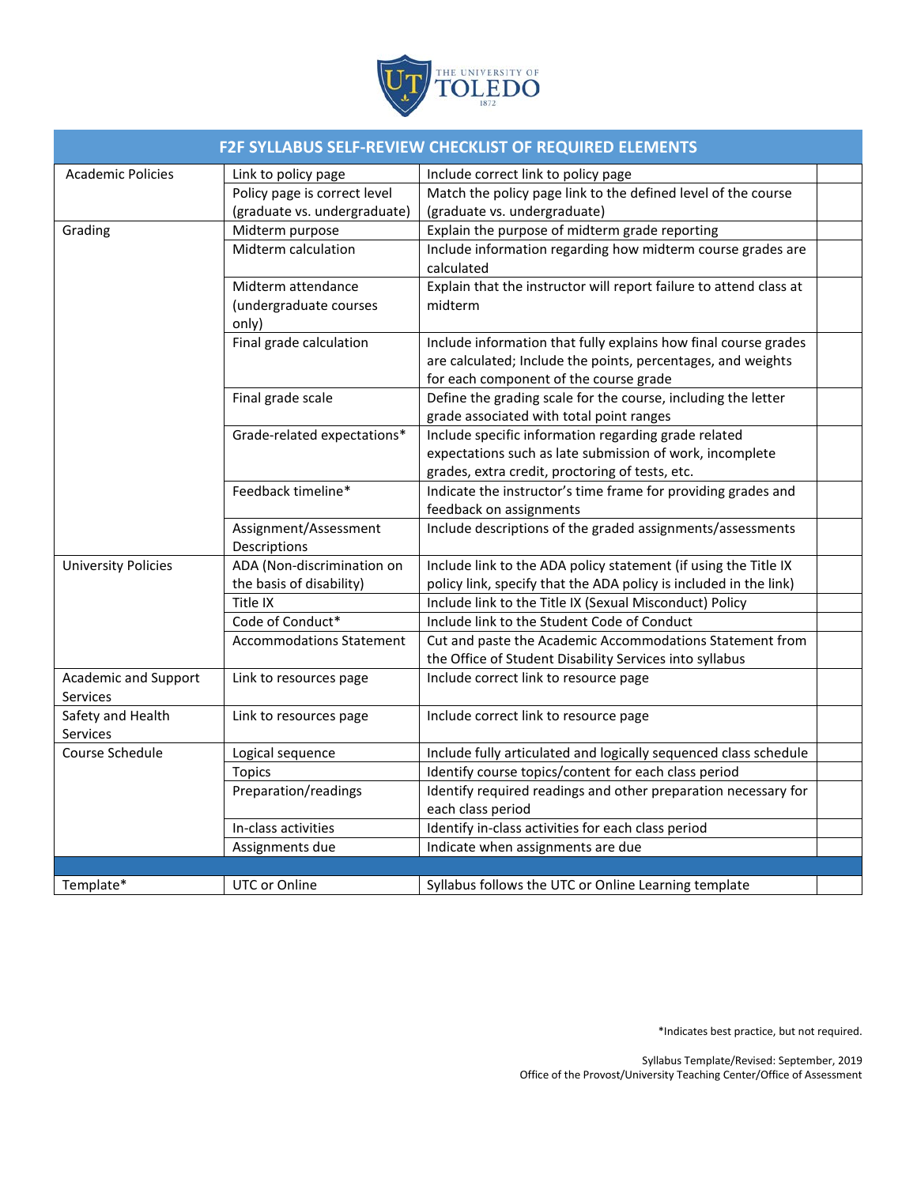| F2F SYLLABUS SELF-REVIEW CHECKLIST OF REQUIRED ELEMENTS | | | |
|---|---|---|---|
| Academic Policies | Link to policy page | Include correct link to policy page | |
| | Policy page is correct level (graduate vs. undergraduate) | Match the policy page link to the defined level of the course (graduate vs. undergraduate) | |
| Grading | Midterm purpose | Explain the purpose of midterm grade reporting | |
| | Midterm calculation | Include information regarding how midterm course grades are calculated | |
| | Midterm attendance (undergraduate courses only) | Explain that the instructor will report failure to attend class at midterm | |
| | Final grade calculation | Include information that fully explains how final course grades are calculated; Include the points, percentages, and weights for each component of the course grade | |
| | Final grade scale | Define the grading scale for the course, including the letter grade associated with total point ranges | |
| | Grade-related expectations* | Include specific information regarding grade related expectations such as late submission of work, incomplete grades, extra credit, proctoring of tests, etc. | |
| | Feedback timeline* | Indicate the instructor's time frame for providing grades and feedback on assignments | |
| | Assignment/Assessment Descriptions | Include descriptions of the graded assignments/assessments | |
| University Policies | ADA (Non-discrimination on the basis of disability) | Include link to the ADA policy statement (if using the Title IX policy link, specify that the ADA policy is included in the link) | |
| | Title IX | Include link to the Title IX (Sexual Misconduct) Policy | |
| | Code of Conduct* | Include link to the Student Code of Conduct | |
| | Accommodations Statement | Cut and paste the Academic Accommodations Statement from the Office of Student Disability Services into syllabus | |
| Academic and Support Services | Link to resources page | Include correct link to resource page | |
| Safety and Health Services | Link to resources page | Include correct link to resource page | |
| Course Schedule | Logical sequence | Include fully articulated and logically sequenced class schedule | |
| | Topics | Identify course topics/content for each class period | |
| | Preparation/readings | Identify required readings and other preparation necessary for each class period | |
| | In-class activities | Identify in-class activities for each class period | |
| | Assignments due | Indicate when assignments are due | |
| | | | |
| Template* | UTC or Online | Syllabus follows the UTC or Online Learning template | |

*Indicates best practice, but not required.

Syllabus Template/Revised: September, 2019
Office of the Provost/University Teaching Center/Office of Assessment